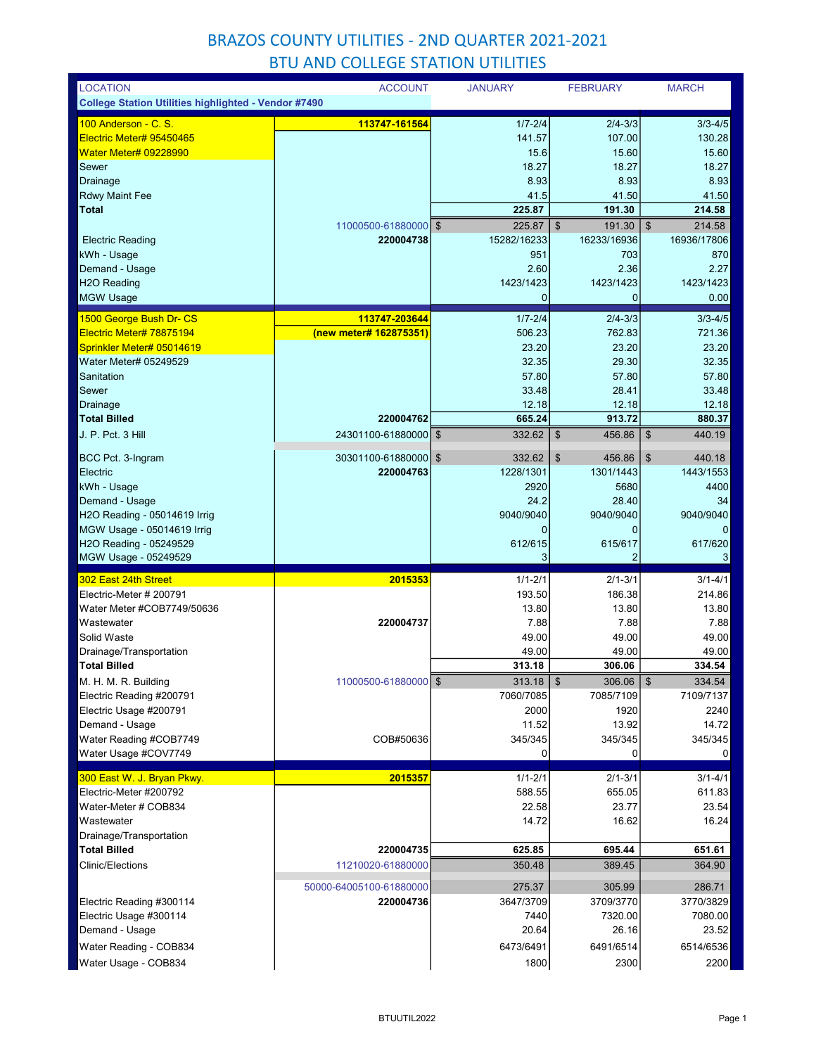# BRAZOS COUNTY UTILITIES - 2ND QUARTER 2021-2021
## BTU AND COLLEGE STATION UTILITIES

| LOCATION | ACCOUNT | JANUARY | FEBRUARY | MARCH |
|---|---|---|---|---|
| **College Station Utilities highlighted - Vendor #7490** | | | | |
| 100 Anderson - C. S. | **113747-161564** | 1/7-2/4 | 2/4-3/3 | 3/3-4/5 |
| Electric Meter# 95450465 | | 141.57 | 107.00 | 130.28 |
| Water Meter# 09228990 | | 15.6 | 15.60 | 15.60 |
| Sewer | | 18.27 | 18.27 | 18.27 |
| Drainage | | 8.93 | 8.93 | 8.93 |
| Rdwy Maint Fee | | 41.5 | 41.50 | 41.50 |
| **Total** | | **225.87** | **191.30** | **214.58** |
| | 11000500-61880000 | $ 225.87 | $ 191.30 | $ 214.58 |
| Electric Reading | **220004738** | 15282/16233 | 16233/16936 | 16936/17806 |
| kWh - Usage | | 951 | 703 | 870 |
| Demand - Usage | | 2.60 | 2.36 | 2.27 |
| H2O Reading | | 1423/1423 | 1423/1423 | 1423/1423 |
| MGW Usage | | 0 | 0 | 0.00 |
| 1500 George Bush Dr- CS | **113747-203644** | 1/7-2/4 | 2/4-3/3 | 3/3-4/5 |
| Electric Meter# 78875194 | **(new meter# 162875351)** | 506.23 | 762.83 | 721.36 |
| Sprinkler Meter# 05014619 | | 23.20 | 23.20 | 23.20 |
| Water Meter# 05249529 | | 32.35 | 29.30 | 32.35 |
| Sanitation | | 57.80 | 57.80 | 57.80 |
| Sewer | | 33.48 | 28.41 | 33.48 |
| Drainage | | 12.18 | 12.18 | 12.18 |
| **Total Billed** | **220004762** | **665.24** | **913.72** | **880.37** |
| J. P. Pct. 3 Hill | 24301100-61880000 | $ 332.62 | $ 456.86 | $ 440.19 |
| BCC Pct. 3-Ingram | 30301100-61880000 | $ 332.62 | $ 456.86 | $ 440.18 |
| Electric | **220004763** | 1228/1301 | 1301/1443 | 1443/1553 |
| kWh - Usage | | 2920 | 5680 | 4400 |
| Demand - Usage | | 24.2 | 28.40 | 34 |
| H2O Reading - 05014619 Irrig | | 9040/9040 | 9040/9040 | 9040/9040 |
| MGW Usage - 05014619 Irrig | | 0 | 0 | 0 |
| H2O Reading - 05249529 | | 612/615 | 615/617 | 617/620 |
| MGW Usage - 05249529 | | 3 | 2 | 3 |
| 302 East 24th Street | **2015353** | 1/1-2/1 | 2/1-3/1 | 3/1-4/1 |
| Electric-Meter # 200791 | | 193.50 | 186.38 | 214.86 |
| Water Meter #COB7749/50636 | | 13.80 | 13.80 | 13.80 |
| Wastewater | **220004737** | 7.88 | 7.88 | 7.88 |
| Solid Waste | | 49.00 | 49.00 | 49.00 |
| Drainage/Transportation | | 49.00 | 49.00 | 49.00 |
| **Total Billed** | | **313.18** | **306.06** | **334.54** |
| M. H. M. R. Building | 11000500-61880000 | $ 313.18 | $ 306.06 | $ 334.54 |
| Electric Reading #200791 | | 7060/7085 | 7085/7109 | 7109/7137 |
| Electric Usage #200791 | | 2000 | 1920 | 2240 |
| Demand - Usage | | 11.52 | 13.92 | 14.72 |
| Water Reading #COB7749 | COB#50636 | 345/345 | 345/345 | 345/345 |
| Water Usage #COV7749 | | 0 | 0 | 0 |
| 300 East W. J. Bryan Pkwy. | **2015357** | 1/1-2/1 | 2/1-3/1 | 3/1-4/1 |
| Electric-Meter #200792 | | 588.55 | 655.05 | 611.83 |
| Water-Meter # COB834 | | 22.58 | 23.77 | 23.54 |
| Wastewater | | 14.72 | 16.62 | 16.24 |
| Drainage/Transportation | | | | |
| **Total Billed** | **220004735** | **625.85** | **695.44** | **651.61** |
| Clinic/Elections | 11210020-61880000 | 350.48 | 389.45 | 364.90 |
| | 50000-64005100-61880000 | 275.37 | 305.99 | 286.71 |
| Electric Reading #300114 | **220004736** | 3647/3709 | 3709/3770 | 3770/3829 |
| Electric Usage #300114 | | 7440 | 7320.00 | 7080.00 |
| Demand - Usage | | 20.64 | 26.16 | 23.52 |
| Water Reading - COB834 | | 6473/6491 | 6491/6514 | 6514/6536 |
| Water Usage - COB834 | | 1800 | 2300 | 2200 |

BTUUTIL2022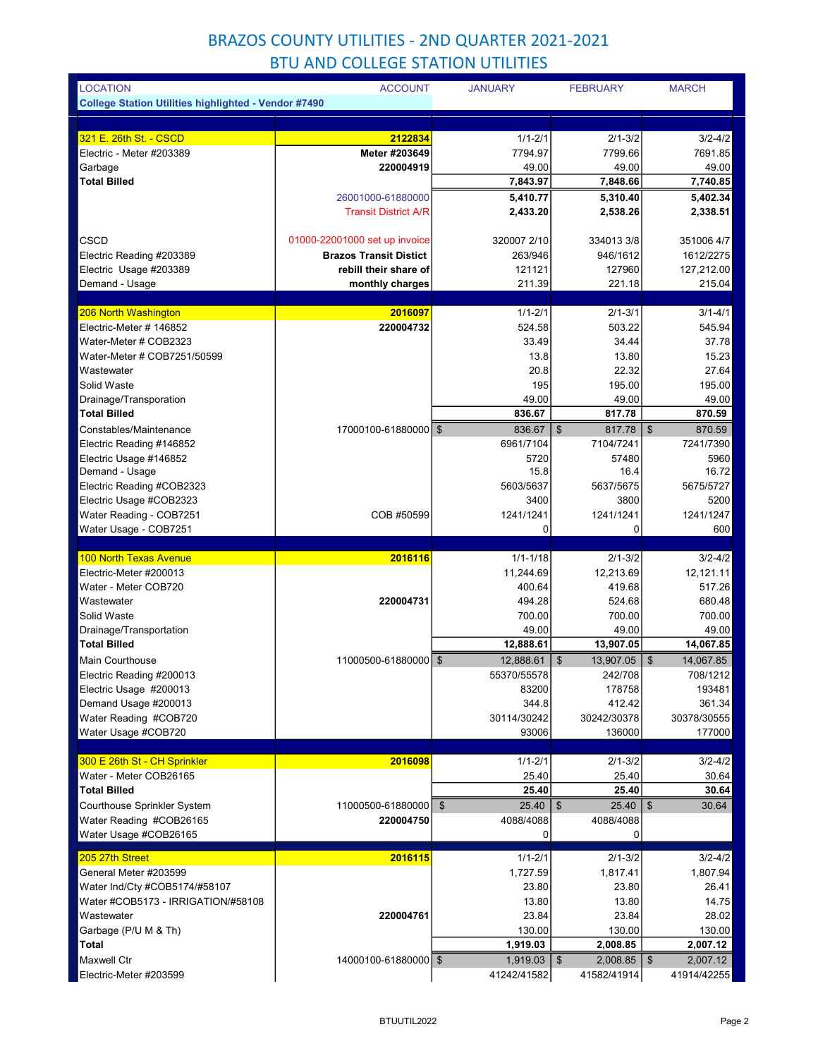# BRAZOS COUNTY UTILITIES - 2ND QUARTER 2021-2021

## BTU AND COLLEGE STATION UTILITIES

| LOCATION | ACCOUNT | JANUARY | FEBRUARY | MARCH |
|---|---|---|---|---|
| **College Station Utilities highlighted - Vendor #7490** | | | | |
| | | | | |
| 321 E. 26th St. - CSCD | **2122834** | 1/1-2/1 | 2/1-3/2 | 3/2-4/2 |
| Electric - Meter #203389 | **Meter #203649** | 7794.97 | 7799.66 | 7691.85 |
| Garbage | **220004919** | 49.00 | 49.00 | 49.00 |
| **Total Billed** | | **7,843.97** | **7,848.66** | **7,740.85** |
| | 26001000-61880000 | **5,410.77** | **5,310.40** | **5,402.34** |
| | Transit District A/R | **2,433.20** | **2,538.26** | **2,338.51** |
| | | | | |
| CSCD | 01000-22001000 set up invoice | 320007 2/10 | 334013 3/8 | 351006 4/7 |
| Electric Reading #203389 | **Brazos Transit Distict** | 263/946 | 946/1612 | 1612/2275 |
| Electric Usage #203389 | **rebill their share of** | 121121 | 127960 | 127,212.00 |
| Demand - Usage | **monthly charges** | 211.39 | 221.18 | 215.04 |
| | | | | |
| 206 North Washington | **2016097** | 1/1-2/1 | 2/1-3/1 | 3/1-4/1 |
| Electric-Meter # 146852 | **220004732** | 524.58 | 503.22 | 545.94 |
| Water-Meter # COB2323 | | 33.49 | 34.44 | 37.78 |
| Water-Meter # COB7251/50599 | | 13.8 | 13.80 | 15.23 |
| Wastewater | | 20.8 | 22.32 | 27.64 |
| Solid Waste | | 195 | 195.00 | 195.00 |
| Drainage/Transporation | | 49.00 | 49.00 | 49.00 |
| **Total Billed** | | **836.67** | **817.78** | **870.59** |
| Constables/Maintenance | 17000100-61880000 | $ 836.67 | $ 817.78 | $ 870.59 |
| Electric Reading #146852 | | 6961/7104 | 7104/7241 | 7241/7390 |
| Electric Usage #146852 | | 5720 | 57480 | 5960 |
| Demand - Usage | | 15.8 | 16.4 | 16.72 |
| Electric Reading #COB2323 | | 5603/5637 | 5637/5675 | 5675/5727 |
| Electric Usage #COB2323 | | 3400 | 3800 | 5200 |
| Water Reading - COB7251 | COB #50599 | 1241/1241 | 1241/1241 | 1241/1247 |
| Water Usage - COB7251 | | 0 | 0 | 600 |
| | | | | |
| 100 North Texas Avenue | **2016116** | 1/1-1/18 | 2/1-3/2 | 3/2-4/2 |
| Electric-Meter #200013 | | 11,244.69 | 12,213.69 | 12,121.11 |
| Water - Meter COB720 | | 400.64 | 419.68 | 517.26 |
| Wastewater | **220004731** | 494.28 | 524.68 | 680.48 |
| Solid Waste | | 700.00 | 700.00 | 700.00 |
| Drainage/Transportation | | 49.00 | 49.00 | 49.00 |
| **Total Billed** | | **12,888.61** | **13,907.05** | **14,067.85** |
| Main Courthouse | 11000500-61880000 | $ 12,888.61 | $ 13,907.05 | $ 14,067.85 |
| Electric Reading #200013 | | 55370/55578 | 242/708 | 708/1212 |
| Electric Usage #200013 | | 83200 | 178758 | 193481 |
| Demand Usage #200013 | | 344.8 | 412.42 | 361.34 |
| Water Reading #COB720 | | 30114/30242 | 30242/30378 | 30378/30555 |
| Water Usage #COB720 | | 93006 | 136000 | 177000 |
| | | | | |
| 300 E 26th St - CH Sprinkler | **2016098** | 1/1-2/1 | 2/1-3/2 | 3/2-4/2 |
| Water - Meter COB26165 | | 25.40 | 25.40 | 30.64 |
| **Total Billed** | | **25.40** | **25.40** | **30.64** |
| Courthouse Sprinkler System | 11000500-61880000 | $ 25.40 | $ 25.40 | $ 30.64 |
| Water Reading #COB26165 | **220004750** | 4088/4088 | 4088/4088 | |
| Water Usage #COB26165 | | 0 | 0 | |
| | | | | |
| 205 27th Street | **2016115** | 1/1-2/1 | 2/1-3/2 | 3/2-4/2 |
| General Meter #203599 | | 1,727.59 | 1,817.41 | 1,807.94 |
| Water Ind/Cty #COB5174/#58107 | | 23.80 | 23.80 | 26.41 |
| Water #COB5173 - IRRIGATION/#58108 | | 13.80 | 13.80 | 14.75 |
| Wastewater | **220004761** | 23.84 | 23.84 | 28.02 |
| Garbage (P/U M & Th) | | 130.00 | 130.00 | 130.00 |
| **Total** | | **1,919.03** | **2,008.85** | **2,007.12** |
| Maxwell Ctr | 14000100-61880000 | $ 1,919.03 | $ 2,008.85 | $ 2,007.12 |
| Electric-Meter #203599 | | 41242/41582 | 41582/41914 | 41914/42255 |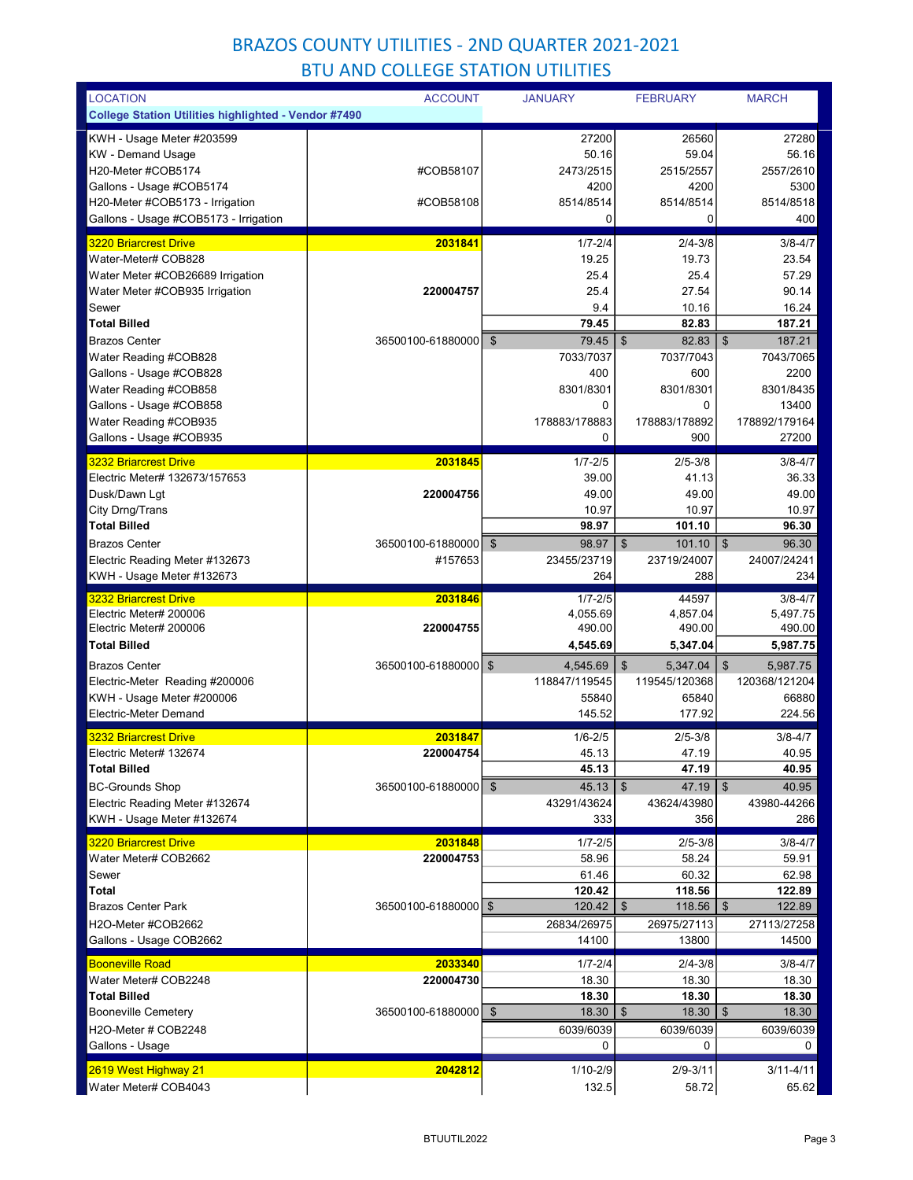# BRAZOS COUNTY UTILITIES - 2ND QUARTER 2021-2021

## BTU AND COLLEGE STATION UTILITIES

| LOCATION | ACCOUNT | JANUARY | FEBRUARY | MARCH |
|---|---|---|---|---|
| **College Station Utilities highlighted - Vendor #7490** | | | | |
| KWH - Usage Meter #203599 | | 27200 | 26560 | 27280 |
| KW - Demand Usage | | 50.16 | 59.04 | 56.16 |
| H20-Meter #COB5174 | #COB58107 | 2473/2515 | 2515/2557 | 2557/2610 |
| Gallons - Usage #COB5174 | | 4200 | 4200 | 5300 |
| H20-Meter #COB5173 - Irrigation | #COB58108 | 8514/8514 | 8514/8514 | 8514/8518 |
| Gallons - Usage #COB5173 - Irrigation | | 0 | 0 | 400 |
| 3220 Briarcrest Drive | **2031841** | 1/7-2/4 | 2/4-3/8 | 3/8-4/7 |
| Water-Meter# COB828 | | 19.25 | 19.73 | 23.54 |
| Water Meter #COB26689 Irrigation | | 25.4 | 25.4 | 57.29 |
| Water Meter #COB935 Irrigation | **220004757** | 25.4 | 27.54 | 90.14 |
| Sewer | | 9.4 | 10.16 | 16.24 |
| **Total Billed** | | **79.45** | **82.83** | **187.21** |
| Brazos Center | 36500100-61880000 | $ 79.45 | $ 82.83 | $ 187.21 |
| Water Reading #COB828 | | 7033/7037 | 7037/7043 | 7043/7065 |
| Gallons - Usage #COB828 | | 400 | 600 | 2200 |
| Water Reading #COB858 | | 8301/8301 | 8301/8301 | 8301/8435 |
| Gallons - Usage #COB858 | | 0 | 0 | 13400 |
| Water Reading #COB935 | | 178883/178883 | 178883/178892 | 178892/179164 |
| Gallons - Usage #COB935 | | 0 | 900 | 27200 |
| 3232 Briarcrest Drive | **2031845** | 1/7-2/5 | 2/5-3/8 | 3/8-4/7 |
| Electric Meter# 132673/157653 | | 39.00 | 41.13 | 36.33 |
| Dusk/Dawn Lgt | **220004756** | 49.00 | 49.00 | 49.00 |
| City Drng/Trans | | 10.97 | 10.97 | 10.97 |
| **Total Billed** | | **98.97** | **101.10** | **96.30** |
| Brazos Center | 36500100-61880000 | $ 98.97 | $ 101.10 | $ 96.30 |
| Electric Reading Meter #132673 | #157653 | 23455/23719 | 23719/24007 | 24007/24241 |
| KWH - Usage Meter #132673 | | 264 | 288 | 234 |
| 3232 Briarcrest Drive | **2031846** | 1/7-2/5 | 44597 | 3/8-4/7 |
| Electric Meter# 200006 | | 4,055.69 | 4,857.04 | 5,497.75 |
| Electric Meter# 200006 | **220004755** | 490.00 | 490.00 | 490.00 |
| **Total Billed** | | **4,545.69** | **5,347.04** | **5,987.75** |
| Brazos Center | 36500100-61880000 | $ 4,545.69 | $ 5,347.04 | $ 5,987.75 |
| Electric-Meter Reading #200006 | | 118847/119545 | 119545/120368 | 120368/121204 |
| KWH - Usage Meter #200006 | | 55840 | 65840 | 66880 |
| Electric-Meter Demand | | 145.52 | 177.92 | 224.56 |
| 3232 Briarcrest Drive | **2031847** | 1/6-2/5 | 2/5-3/8 | 3/8-4/7 |
| Electric Meter# 132674 | **220004754** | 45.13 | 47.19 | 40.95 |
| **Total Billed** | | **45.13** | **47.19** | **40.95** |
| BC-Grounds Shop | 36500100-61880000 | $ 45.13 | $ 47.19 | $ 40.95 |
| Electric Reading Meter #132674 | | 43291/43624 | 43624/43980 | 43980-44266 |
| KWH - Usage Meter #132674 | | 333 | 356 | 286 |
| 3220 Briarcrest Drive | **2031848** | 1/7-2/5 | 2/5-3/8 | 3/8-4/7 |
| Water Meter# COB2662 | **220004753** | 58.96 | 58.24 | 59.91 |
| Sewer | | 61.46 | 60.32 | 62.98 |
| **Total** | | **120.42** | **118.56** | **122.89** |
| Brazos Center Park | 36500100-61880000 | $ 120.42 | $ 118.56 | $ 122.89 |
| H2O-Meter #COB2662 | | 26834/26975 | 26975/27113 | 27113/27258 |
| Gallons - Usage COB2662 | | 14100 | 13800 | 14500 |
| Booneville Road | **2033340** | 1/7-2/4 | 2/4-3/8 | 3/8-4/7 |
| Water Meter# COB2248 | **220004730** | 18.30 | 18.30 | 18.30 |
| **Total Billed** | | **18.30** | **18.30** | **18.30** |
| Booneville Cemetery | 36500100-61880000 | $ 18.30 | $ 18.30 | $ 18.30 |
| H2O-Meter # COB2248 | | 6039/6039 | 6039/6039 | 6039/6039 |
| Gallons - Usage | | 0 | 0 | 0 |
| 2619 West Highway 21 | **2042812** | 1/10-2/9 | 2/9-3/11 | 3/11-4/11 |
| Water Meter# COB4043 | | 132.5 | 58.72 | 65.62 |

BTUUTIL2022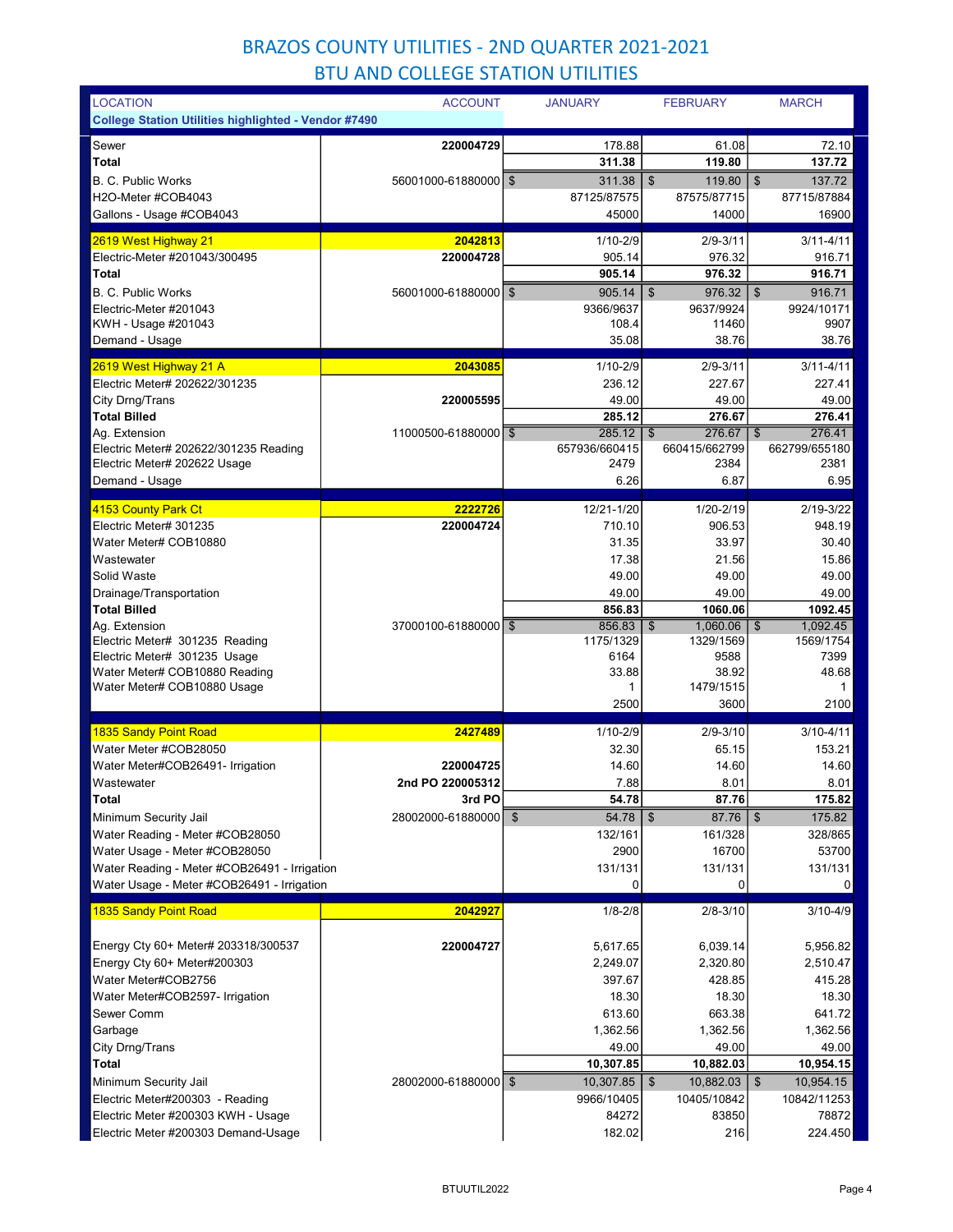# BRAZOS COUNTY UTILITIES - 2ND QUARTER 2021-2021
## BTU AND COLLEGE STATION UTILITIES

| LOCATION | ACCOUNT | JANUARY | FEBRUARY | MARCH |
|---|---|---|---|---|
| **College Station Utilities highlighted - Vendor #7490** | | | | |
| Sewer | **220004729** | 178.88 | 61.08 | 72.10 |
| **Total** | | **311.38** | **119.80** | **137.72** |
| B. C. Public Works | 56001000-61880000 | $ 311.38 | $ 119.80 | $ 137.72 |
| H2O-Meter #COB4043 | | 87125/87575 | 87575/87715 | 87715/87884 |
| Gallons - Usage #COB4043 | | 45000 | 14000 | 16900 |
| 2619 West Highway 21 | **2042813** | 1/10-2/9 | 2/9-3/11 | 3/11-4/11 |
| Electric-Meter #201043/300495 | **220004728** | 905.14 | 976.32 | 916.71 |
| **Total** | | **905.14** | **976.32** | **916.71** |
| B. C. Public Works | 56001000-61880000 | $ 905.14 | $ 976.32 | $ 916.71 |
| Electric-Meter #201043 | | 9366/9637 | 9637/9924 | 9924/10171 |
| KWH - Usage #201043 | | 108.4 | 11460 | 9907 |
| Demand - Usage | | 35.08 | 38.76 | 38.76 |
| 2619 West Highway 21 A | **2043085** | 1/10-2/9 | 2/9-3/11 | 3/11-4/11 |
| Electric Meter# 202622/301235 | | 236.12 | 227.67 | 227.41 |
| City Drng/Trans | **220005595** | 49.00 | 49.00 | 49.00 |
| **Total Billed** | | **285.12** | **276.67** | **276.41** |
| Ag. Extension | 11000500-61880000 | $ 285.12 | $ 276.67 | $ 276.41 |
| Electric Meter# 202622/301235 Reading | | 657936/660415 | 660415/662799 | 662799/655180 |
| Electric Meter# 202622 Usage | | 2479 | 2384 | 2381 |
| Demand - Usage | | 6.26 | 6.87 | 6.95 |
| 4153 County Park Ct | **2222726** | 12/21-1/20 | 1/20-2/19 | 2/19-3/22 |
| Electric Meter# 301235 | **220004724** | 710.10 | 906.53 | 948.19 |
| Water Meter# COB10880 | | 31.35 | 33.97 | 30.40 |
| Wastewater | | 17.38 | 21.56 | 15.86 |
| Solid Waste | | 49.00 | 49.00 | 49.00 |
| Drainage/Transportation | | 49.00 | 49.00 | 49.00 |
| **Total Billed** | | **856.83** | **1060.06** | **1092.45** |
| Ag. Extension | 37000100-61880000 | $ 856.83 | $ 1,060.06 | $ 1,092.45 |
| Electric Meter# 301235 Reading | | 1175/1329 | 1329/1569 | 1569/1754 |
| Electric Meter# 301235 Usage | | 6164 | 9588 | 7399 |
| Water Meter# COB10880 Reading | | 33.88 | 38.92 | 48.68 |
| Water Meter# COB10880 Usage | | 1 | 1479/1515 | 1 |
| | | 2500 | 3600 | 2100 |
| 1835 Sandy Point Road | **2427489** | 1/10-2/9 | 2/9-3/10 | 3/10-4/11 |
| Water Meter #COB28050 | | 32.30 | 65.15 | 153.21 |
| Water Meter#COB26491- Irrigation | **220004725** | 14.60 | 14.60 | 14.60 |
| Wastewater | **2nd PO 220005312** | 7.88 | 8.01 | 8.01 |
| **Total** | **3rd PO** | **54.78** | **87.76** | **175.82** |
| Minimum Security Jail | 28002000-61880000 | $ 54.78 | $ 87.76 | $ 175.82 |
| Water Reading - Meter #COB28050 | | 132/161 | 161/328 | 328/865 |
| Water Usage - Meter #COB28050 | | 2900 | 16700 | 53700 |
| Water Reading - Meter #COB26491 - Irrigation | | 131/131 | 131/131 | 131/131 |
| Water Usage - Meter #COB26491 - Irrigation | | 0 | 0 | 0 |
| 1835 Sandy Point Road | **2042927** | 1/8-2/8 | 2/8-3/10 | 3/10-4/9 |
| Energy Cty 60+ Meter# 203318/300537 | **220004727** | 5,617.65 | 6,039.14 | 5,956.82 |
| Energy Cty 60+ Meter#200303 | | 2,249.07 | 2,320.80 | 2,510.47 |
| Water Meter#COB2756 | | 397.67 | 428.85 | 415.28 |
| Water Meter#COB2597- Irrigation | | 18.30 | 18.30 | 18.30 |
| Sewer Comm | | 613.60 | 663.38 | 641.72 |
| Garbage | | 1,362.56 | 1,362.56 | 1,362.56 |
| City Drng/Trans | | 49.00 | 49.00 | 49.00 |
| **Total** | | **10,307.85** | **10,882.03** | **10,954.15** |
| Minimum Security Jail | 28002000-61880000 | $ 10,307.85 | $ 10,882.03 | $ 10,954.15 |
| Electric Meter#200303 - Reading | | 9966/10405 | 10405/10842 | 10842/11253 |
| Electric Meter #200303 KWH - Usage | | 84272 | 83850 | 78872 |
| Electric Meter #200303 Demand-Usage | | 182.02 | 216 | 224.450 |

BTUUTIL2022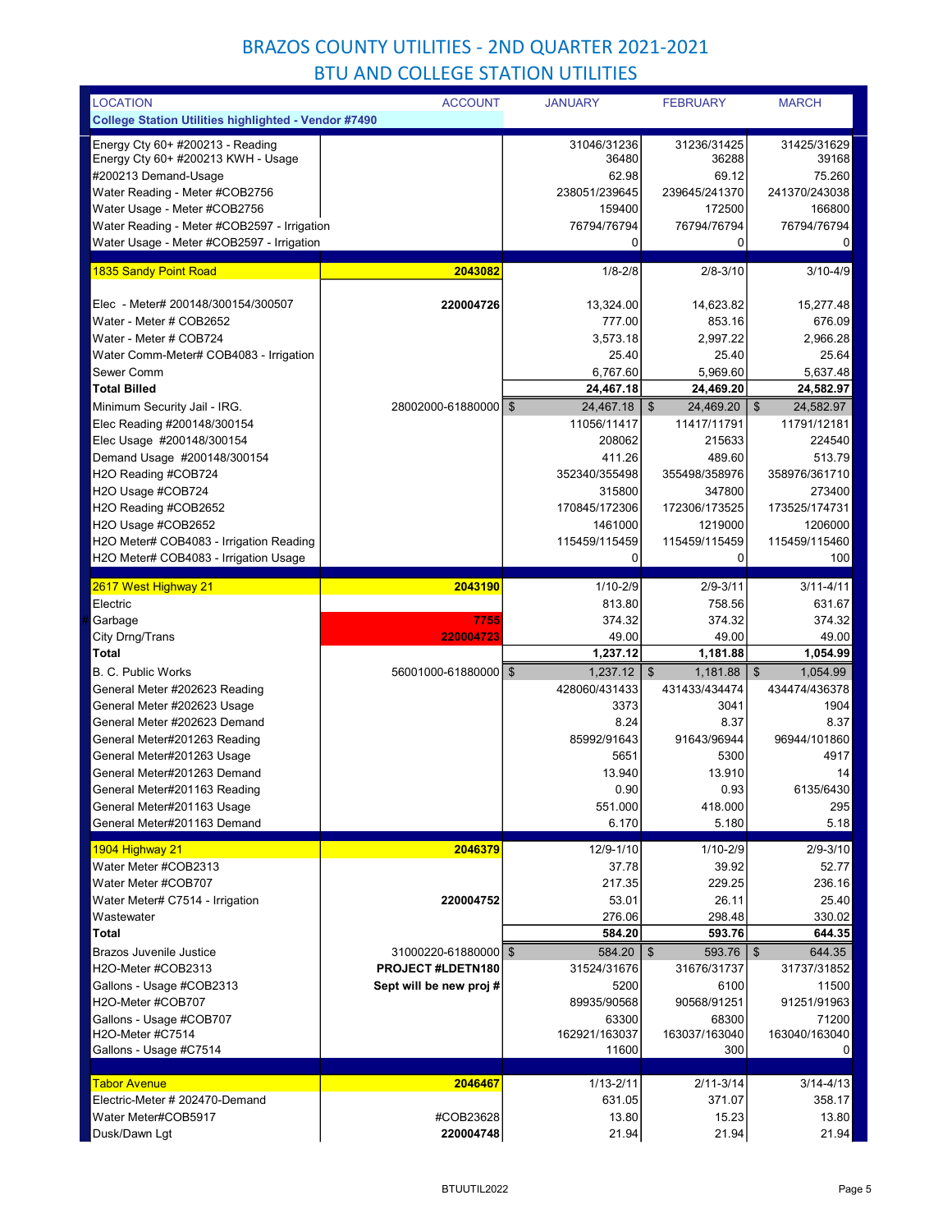# BRAZOS COUNTY UTILITIES - 2ND QUARTER 2021-2021

## BTU AND COLLEGE STATION UTILITIES

| LOCATION | ACCOUNT | JANUARY | FEBRUARY | MARCH |
|---|---|---|---|---|
| **College Station Utilities highlighted - Vendor #7490** | | | | |
| Energy Cty 60+ #200213 - Reading | | 31046/31236 | 31236/31425 | 31425/31629 |
| Energy Cty 60+ #200213 KWH - Usage | | 36480 | 36288 | 39168 |
| #200213 Demand-Usage | | 62.98 | 69.12 | 75.260 |
| Water Reading - Meter #COB2756 | | 238051/239645 | 239645/241370 | 241370/243038 |
| Water Usage - Meter #COB2756 | | 159400 | 172500 | 166800 |
| Water Reading - Meter #COB2597 - Irrigation | | 76794/76794 | 76794/76794 | 76794/76794 |
| Water Usage - Meter #COB2597 - Irrigation | | 0 | 0 | 0 |
| 1835 Sandy Point Road | 2043082 | 1/8-2/8 | 2/8-3/10 | 3/10-4/9 |
| Elec - Meter# 200148/300154/300507 | 220004726 | 13,324.00 | 14,623.82 | 15,277.48 |
| Water - Meter # COB2652 | | 777.00 | 853.16 | 676.09 |
| Water - Meter # COB724 | | 3,573.18 | 2,997.22 | 2,966.28 |
| Water Comm-Meter# COB4083 - Irrigation | | 25.40 | 25.40 | 25.64 |
| Sewer Comm | | 6,767.60 | 5,969.60 | 5,637.48 |
| **Total Billed** | | **24,467.18** | **24,469.20** | **24,582.97** |
| Minimum Security Jail - IRG. | 28002000-61880000 | $ 24,467.18 | $ 24,469.20 | $ 24,582.97 |
| Elec Reading #200148/300154 | | 11056/11417 | 11417/11791 | 11791/12181 |
| Elec Usage #200148/300154 | | 208062 | 215633 | 224540 |
| Demand Usage #200148/300154 | | 411.26 | 489.60 | 513.79 |
| H2O Reading #COB724 | | 352340/355498 | 355498/358976 | 358976/361710 |
| H2O Usage #COB724 | | 315800 | 347800 | 273400 |
| H2O Reading #COB2652 | | 170845/172306 | 172306/173525 | 173525/174731 |
| H2O Usage #COB2652 | | 1461000 | 1219000 | 1206000 |
| H2O Meter# COB4083 - Irrigation Reading | | 115459/115459 | 115459/115459 | 115459/115460 |
| H2O Meter# COB4083 - Irrigation Usage | | 0 | 0 | 100 |
| 2617 West Highway 21 | 2043190 | 1/10-2/9 | 2/9-3/11 | 3/11-4/11 |
| Electric | | 813.80 | 758.56 | 631.67 |
| Garbage | 7755 | 374.32 | 374.32 | 374.32 |
| City Drng/Trans | 220004723 | 49.00 | 49.00 | 49.00 |
| **Total** | | **1,237.12** | **1,181.88** | **1,054.99** |
| B. C. Public Works | 56001000-61880000 | $ 1,237.12 | $ 1,181.88 | $ 1,054.99 |
| General Meter #202623 Reading | | 428060/431433 | 431433/434474 | 434474/436378 |
| General Meter #202623 Usage | | 3373 | 3041 | 1904 |
| General Meter #202623 Demand | | 8.24 | 8.37 | 8.37 |
| General Meter#201263 Reading | | 85992/91643 | 91643/96944 | 96944/101860 |
| General Meter#201263 Usage | | 5651 | 5300 | 4917 |
| General Meter#201263 Demand | | 13.940 | 13.910 | 14 |
| General Meter#201163 Reading | | 0.90 | 0.93 | 6135/6430 |
| General Meter#201163 Usage | | 551.000 | 418.000 | 295 |
| General Meter#201163 Demand | | 6.170 | 5.180 | 5.18 |
| 1904 Highway 21 | 2046379 | 12/9-1/10 | 1/10-2/9 | 2/9-3/10 |
| Water Meter #COB2313 | | 37.78 | 39.92 | 52.77 |
| Water Meter #COB707 | | 217.35 | 229.25 | 236.16 |
| Water Meter# C7514 - Irrigation | 220004752 | 53.01 | 26.11 | 25.40 |
| Wastewater | | 276.06 | 298.48 | 330.02 |
| **Total** | | **584.20** | **593.76** | **644.35** |
| Brazos Juvenile Justice | 31000220-61880000 | $ 584.20 | $ 593.76 | $ 644.35 |
| H2O-Meter #COB2313 | **PROJECT #LDETN180** | 31524/31676 | 31676/31737 | 31737/31852 |
| Gallons - Usage #COB2313 | **Sept will be new proj #** | 5200 | 6100 | 11500 |
| H2O-Meter #COB707 | | 89935/90568 | 90568/91251 | 91251/91963 |
| Gallons - Usage #COB707 | | 63300 | 68300 | 71200 |
| H2O-Meter #C7514 | | 162921/163037 | 163037/163040 | 163040/163040 |
| Gallons - Usage #C7514 | | 11600 | 300 | 0 |
| Tabor Avenue | 2046467 | 1/13-2/11 | 2/11-3/14 | 3/14-4/13 |
| Electric-Meter # 202470-Demand | | 631.05 | 371.07 | 358.17 |
| Water Meter#COB5917 | #COB23628 | 13.80 | 15.23 | 13.80 |
| Dusk/Dawn Lgt | 220004748 | 21.94 | 21.94 | 21.94 |

BTUUTIL2022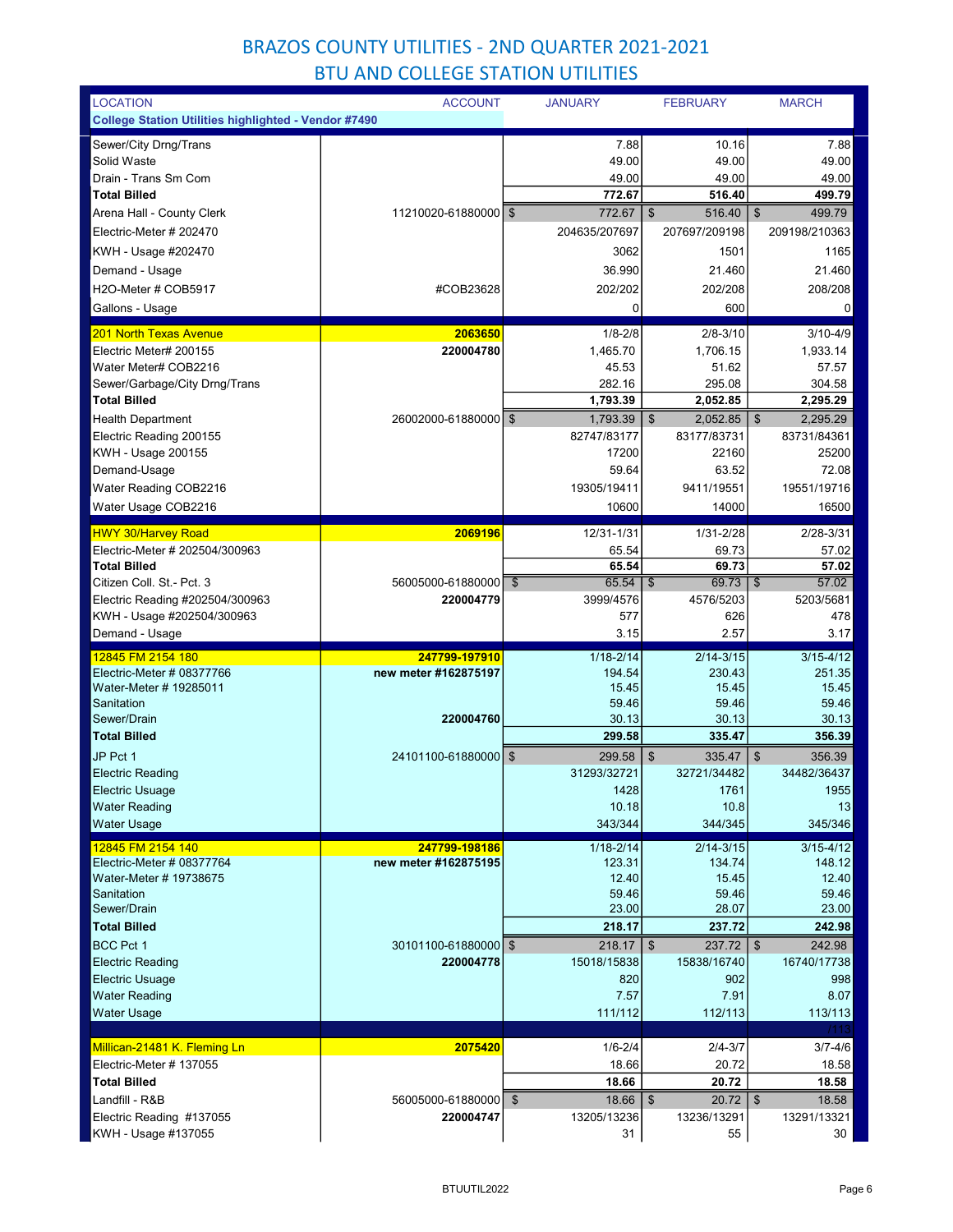# BRAZOS COUNTY UTILITIES - 2ND QUARTER 2021-2021

## BTU AND COLLEGE STATION UTILITIES

| LOCATION | ACCOUNT | JANUARY | FEBRUARY | MARCH |
|---|---|---|---|---|
| **College Station Utilities highlighted - Vendor #7490** | | | | |
| Sewer/City Drng/Trans | | 7.88 | 10.16 | 7.88 |
| Solid Waste | | 49.00 | 49.00 | 49.00 |
| Drain - Trans Sm Com | | 49.00 | 49.00 | 49.00 |
| **Total Billed** | | **772.67** | **516.40** | **499.79** |
| Arena Hall - County Clerk | 11210020-61880000 | $ 772.67 | $ 516.40 | $ 499.79 |
| Electric-Meter # 202470 | | 204635/207697 | 207697/209198 | 209198/210363 |
| KWH - Usage #202470 | | 3062 | 1501 | 1165 |
| Demand - Usage | | 36.990 | 21.460 | 21.460 |
| H2O-Meter # COB5917 | #COB23628 | 202/202 | 202/208 | 208/208 |
| Gallons - Usage | | 0 | 600 | 0 |
| 201 North Texas Avenue | **2063650** | 1/8-2/8 | 2/8-3/10 | 3/10-4/9 |
| Electric Meter# 200155 | **220004780** | 1,465.70 | 1,706.15 | 1,933.14 |
| Water Meter# COB2216 | | 45.53 | 51.62 | 57.57 |
| Sewer/Garbage/City Drng/Trans | | 282.16 | 295.08 | 304.58 |
| **Total Billed** | | **1,793.39** | **2,052.85** | **2,295.29** |
| Health Department | 26002000-61880000 | $ 1,793.39 | $ 2,052.85 | $ 2,295.29 |
| Electric Reading 200155 | | 82747/83177 | 83177/83731 | 83731/84361 |
| KWH - Usage 200155 | | 17200 | 22160 | 25200 |
| Demand-Usage | | 59.64 | 63.52 | 72.08 |
| Water Reading COB2216 | | 19305/19411 | 9411/19551 | 19551/19716 |
| Water Usage COB2216 | | 10600 | 14000 | 16500 |
| HWY 30/Harvey Road | **2069196** | 12/31-1/31 | 1/31-2/28 | 2/28-3/31 |
| Electric-Meter # 202504/300963 | | 65.54 | 69.73 | 57.02 |
| **Total Billed** | | **65.54** | **69.73** | **57.02** |
| Citizen Coll. St.- Pct. 3 | 56005000-61880000 | $ 65.54 | $ 69.73 | $ 57.02 |
| Electric Reading #202504/300963 | **220004779** | 3999/4576 | 4576/5203 | 5203/5681 |
| KWH - Usage #202504/300963 | | 577 | 626 | 478 |
| Demand - Usage | | 3.15 | 2.57 | 3.17 |
| 12845 FM 2154 180 | **247799-197910** | 1/18-2/14 | 2/14-3/15 | 3/15-4/12 |
| Electric-Meter # 08377766 | **new meter #162875197** | 194.54 | 230.43 | 251.35 |
| Water-Meter # 19285011 | | 15.45 | 15.45 | 15.45 |
| Sanitation | | 59.46 | 59.46 | 59.46 |
| Sewer/Drain | **220004760** | 30.13 | 30.13 | 30.13 |
| **Total Billed** | | **299.58** | **335.47** | **356.39** |
| JP Pct 1 | 24101100-61880000 | $ 299.58 | $ 335.47 | $ 356.39 |
| Electric Reading | | 31293/32721 | 32721/34482 | 34482/36437 |
| Electric Usage | | 1428 | 1761 | 1955 |
| Water Reading | | 10.18 | 10.8 | 13 |
| Water Usage | | 343/344 | 344/345 | 345/346 |
| 12845 FM 2154 140 | **247799-198186** | 1/18-2/14 | 2/14-3/15 | 3/15-4/12 |
| Electric-Meter # 08377764 | **new meter #162875195** | 123.31 | 134.74 | 148.12 |
| Water-Meter # 19738675 | | 12.40 | 15.45 | 12.40 |
| Sanitation | | 59.46 | 59.46 | 59.46 |
| Sewer/Drain | | 23.00 | 28.07 | 23.00 |
| **Total Billed** | | **218.17** | **237.72** | **242.98** |
| BCC Pct 1 | 30101100-61880000 | $ 218.17 | $ 237.72 | $ 242.98 |
| Electric Reading | **220004778** | 15018/15838 | 15838/16740 | 16740/17738 |
| Electric Usage | | 820 | 902 | 998 |
| Water Reading | | 7.57 | 7.91 | 8.07 |
| Water Usage | | 111/112 | 112/113 | 113/113 |
| | | | | /113 |
| Millican-21481 K. Fleming Ln | **2075420** | 1/6-2/4 | 2/4-3/7 | 3/7-4/6 |
| Electric-Meter # 137055 | | 18.66 | 20.72 | 18.58 |
| **Total Billed** | | **18.66** | **20.72** | **18.58** |
| Landfill - R&B | 56005000-61880000 | $ 18.66 | $ 20.72 | $ 18.58 |
| Electric Reading #137055 | **220004747** | 13205/13236 | 13236/13291 | 13291/13321 |
| KWH - Usage #137055 | | 31 | 55 | 30 |

BTUUTIL2022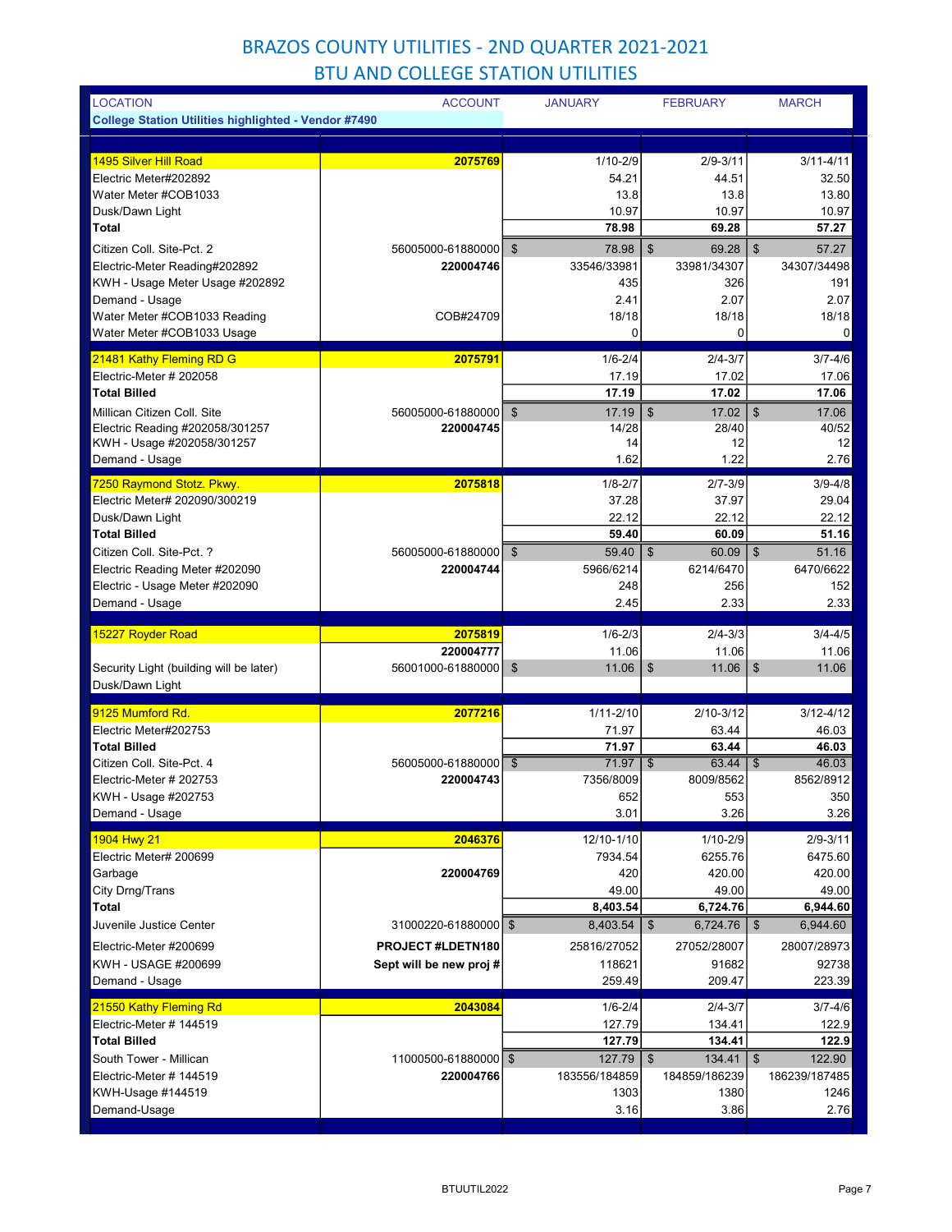# BRAZOS COUNTY UTILITIES - 2ND QUARTER 2021-2021

## BTU AND COLLEGE STATION UTILITIES

| LOCATION | ACCOUNT | JANUARY | FEBRUARY | MARCH |
|---|---|---|---|---|
| College Station Utilities highlighted - Vendor #7490 | | | | |
| 1495 Silver Hill Road | **2075769** | 1/10-2/9 | 2/9-3/11 | 3/11-4/11 |
| Electric Meter#202892 | | 54.21 | 44.51 | 32.50 |
| Water Meter #COB1033 | | 13.8 | 13.8 | 13.80 |
| Dusk/Dawn Light | | 10.97 | 10.97 | 10.97 |
| **Total** | | **78.98** | **69.28** | **57.27** |
| Citizen Coll. Site-Pct. 2 | 56005000-61880000 | $ 78.98 | $ 69.28 | $ 57.27 |
| Electric-Meter Reading#202892 | **220004746** | 33546/33981 | 33981/34307 | 34307/34498 |
| KWH - Usage Meter Usage #202892 | | 435 | 326 | 191 |
| Demand - Usage | | 2.41 | 2.07 | 2.07 |
| Water Meter #COB1033 Reading | COB#24709 | 18/18 | 18/18 | 18/18 |
| Water Meter #COB1033 Usage | | 0 | 0 | 0 |
| 21481 Kathy Fleming RD G | **2075791** | 1/6-2/4 | 2/4-3/7 | 3/7-4/6 |
| Electric-Meter # 202058 | | 17.19 | 17.02 | 17.06 |
| **Total Billed** | | **17.19** | **17.02** | **17.06** |
| Millican Citizen Coll. Site | 56005000-61880000 | $ 17.19 | $ 17.02 | $ 17.06 |
| Electric Reading #202058/301257 | **220004745** | 14/28 | 28/40 | 40/52 |
| KWH - Usage #202058/301257 | | 14 | 12 | 12 |
| Demand - Usage | | 1.62 | 1.22 | 2.76 |
| 7250 Raymond Stotz. Pkwy. | **2075818** | 1/8-2/7 | 2/7-3/9 | 3/9-4/8 |
| Electric Meter# 202090/300219 | | 37.28 | 37.97 | 29.04 |
| Dusk/Dawn Light | | 22.12 | 22.12 | 22.12 |
| **Total Billed** | | **59.40** | **60.09** | **51.16** |
| Citizen Coll. Site-Pct. ? | 56005000-61880000 | $ 59.40 | $ 60.09 | $ 51.16 |
| Electric Reading Meter #202090 | **220004744** | 5966/6214 | 6214/6470 | 6470/6622 |
| Electric - Usage Meter #202090 | | 248 | 256 | 152 |
| Demand - Usage | | 2.45 | 2.33 | 2.33 |
| 15227 Royder Road | **2075819** | 1/6-2/3 | 2/4-3/3 | 3/4-4/5 |
| | **220004777** | 11.06 | 11.06 | 11.06 |
| Security Light (building will be later) | 56001000-61880000 | $ 11.06 | $ 11.06 | $ 11.06 |
| Dusk/Dawn Light | | | | |
| 9125 Mumford Rd. | **2077216** | 1/11-2/10 | 2/10-3/12 | 3/12-4/12 |
| Electric Meter#202753 | | 71.97 | 63.44 | 46.03 |
| **Total Billed** | | **71.97** | **63.44** | **46.03** |
| Citizen Coll. Site-Pct. 4 | 56005000-61880000 | $ 71.97 | $ 63.44 | $ 46.03 |
| Electric-Meter # 202753 | **220004743** | 7356/8009 | 8009/8562 | 8562/8912 |
| KWH - Usage #202753 | | 652 | 553 | 350 |
| Demand - Usage | | 3.01 | 3.26 | 3.26 |
| 1904 Hwy 21 | **2046376** | 12/10-1/10 | 1/10-2/9 | 2/9-3/11 |
| Electric Meter# 200699 | | 7934.54 | 6255.76 | 6475.60 |
| Garbage | **220004769** | 420 | 420.00 | 420.00 |
| City Drng/Trans | | 49.00 | 49.00 | 49.00 |
| **Total** | | **8,403.54** | **6,724.76** | **6,944.60** |
| Juvenile Justice Center | 31000220-61880000 | $ 8,403.54 | $ 6,724.76 | $ 6,944.60 |
| Electric-Meter #200699 | **PROJECT #LDETN180** | 25816/27052 | 27052/28007 | 28007/28973 |
| KWH - USAGE #200699 | **Sept will be new proj #** | 118621 | 91682 | 92738 |
| Demand - Usage | | 259.49 | 209.47 | 223.39 |
| 21550 Kathy Fleming Rd | **2043084** | 1/6-2/4 | 2/4-3/7 | 3/7-4/6 |
| Electric-Meter # 144519 | | 127.79 | 134.41 | 122.9 |
| **Total Billed** | | **127.79** | **134.41** | **122.9** |
| South Tower - Millican | 11000500-61880000 | $ 127.79 | $ 134.41 | $ 122.90 |
| Electric-Meter # 144519 | **220004766** | 183556/184859 | 184859/186239 | 186239/187485 |
| KWH-Usage #144519 | | 1303 | 1380 | 1246 |
| Demand-Usage | | 3.16 | 3.86 | 2.76 |

BTUUTIL2022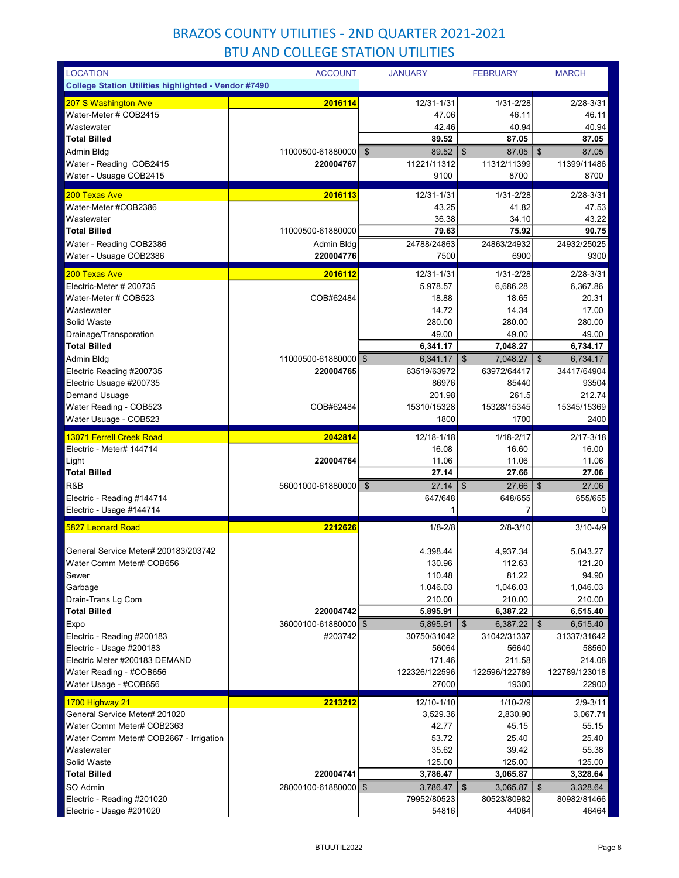# BRAZOS COUNTY UTILITIES - 2ND QUARTER 2021-2021

## BTU AND COLLEGE STATION UTILITIES

| LOCATION | ACCOUNT | JANUARY | FEBRUARY | MARCH |
|---|---|---|---|---|
| **College Station Utilities highlighted - Vendor #7490** | | | | |
| 207 S Washington Ave | **2016114** | 12/31-1/31 | 1/31-2/28 | 2/28-3/31 |
| Water-Meter # COB2415 | | 47.06 | 46.11 | 46.11 |
| Wastewater | | 42.46 | 40.94 | 40.94 |
| **Total Billed** | | **89.52** | **87.05** | **87.05** |
| Admin Bldg | 11000500-61880000 | $ 89.52 | $ 87.05 | $ 87.05 |
| Water - Reading COB2415 | **220004767** | 11221/11312 | 11312/11399 | 11399/11486 |
| Water - Usage COB2415 | | 9100 | 8700 | 8700 |
| 200 Texas Ave | **2016113** | 12/31-1/31 | 1/31-2/28 | 2/28-3/31 |
| Water-Meter #COB2386 | | 43.25 | 41.82 | 47.53 |
| Wastewater | | 36.38 | 34.10 | 43.22 |
| **Total Billed** | 11000500-61880000 | **79.63** | **75.92** | **90.75** |
| Water - Reading COB2386 | Admin Bldg | 24788/24863 | 24863/24932 | 24932/25025 |
| Water - Usage COB2386 | **220004776** | 7500 | 6900 | 9300 |
| 200 Texas Ave | **2016112** | 12/31-1/31 | 1/31-2/28 | 2/28-3/31 |
| Electric-Meter # 200735 | | 5,978.57 | 6,686.28 | 6,367.86 |
| Water-Meter # COB523 | COB#62484 | 18.88 | 18.65 | 20.31 |
| Wastewater | | 14.72 | 14.34 | 17.00 |
| Solid Waste | | 280.00 | 280.00 | 280.00 |
| Drainage/Transporation | | 49.00 | 49.00 | 49.00 |
| **Total Billed** | | **6,341.17** | **7,048.27** | **6,734.17** |
| Admin Bldg | 11000500-61880000 | $ 6,341.17 | $ 7,048.27 | $ 6,734.17 |
| Electric Reading #200735 | **220004765** | 63519/63972 | 63972/64417 | 34417/64904 |
| Electric Usage #200735 | | 86976 | 85440 | 93504 |
| Demand Usage | | 201.98 | 261.5 | 212.74 |
| Water Reading - COB523 | COB#62484 | 15310/15328 | 15328/15345 | 15345/15369 |
| Water Usage - COB523 | | 1800 | 1700 | 2400 |
| 13071 Ferrell Creek Road | **2042814** | 12/18-1/18 | 1/18-2/17 | 2/17-3/18 |
| Electric - Meter# 144714 | | 16.08 | 16.60 | 16.00 |
| Light | **220004764** | 11.06 | 11.06 | 11.06 |
| **Total Billed** | | **27.14** | **27.66** | **27.06** |
| R&B | 56001000-61880000 | $ 27.14 | $ 27.66 | $ 27.06 |
| Electric - Reading #144714 | | 647/648 | 648/655 | 655/655 |
| Electric - Usage #144714 | | 1 | 7 | 0 |
| 5827 Leonard Road | **2212626** | 1/8-2/8 | 2/8-3/10 | 3/10-4/9 |
| General Service Meter# 200183/203742 | | 4,398.44 | 4,937.34 | 5,043.27 |
| Water Comm Meter# COB656 | | 130.96 | 112.63 | 121.20 |
| Sewer | | 110.48 | 81.22 | 94.90 |
| Garbage | | 1,046.03 | 1,046.03 | 1,046.03 |
| Drain-Trans Lg Com | | 210.00 | 210.00 | 210.00 |
| **Total Billed** | **220004742** | **5,895.91** | **6,387.22** | **6,515.40** |
| Expo | 36000100-61880000 | $ 5,895.91 | $ 6,387.22 | $ 6,515.40 |
| Electric - Reading #200183 | #203742 | 30750/31042 | 31042/31337 | 31337/31642 |
| Electric - Usage #200183 | | 56064 | 56640 | 58560 |
| Electric Meter #200183 DEMAND | | 171.46 | 211.58 | 214.08 |
| Water Reading - #COB656 | | 122326/122596 | 122596/122789 | 122789/123018 |
| Water Usage - #COB656 | | 27000 | 19300 | 22900 |
| 1700 Highway 21 | **2213212** | 12/10-1/10 | 1/10-2/9 | 2/9-3/11 |
| General Service Meter# 201020 | | 3,529.36 | 2,830.90 | 3,067.71 |
| Water Comm Meter# COB2363 | | 42.77 | 45.15 | 55.15 |
| Water Comm Meter# COB2667 - Irrigation | | 53.72 | 25.40 | 25.40 |
| Wastewater | | 35.62 | 39.42 | 55.38 |
| Solid Waste | | 125.00 | 125.00 | 125.00 |
| **Total Billed** | **220004741** | **3,786.47** | **3,065.87** | **3,328.64** |
| SO Admin | 28000100-61880000 | $ 3,786.47 | $ 3,065.87 | $ 3,328.64 |
| Electric - Reading #201020 | | 79952/80523 | 80523/80982 | 80982/81466 |
| Electric - Usage #201020 | | 54816 | 44064 | 46464 |

BTUUTIL2022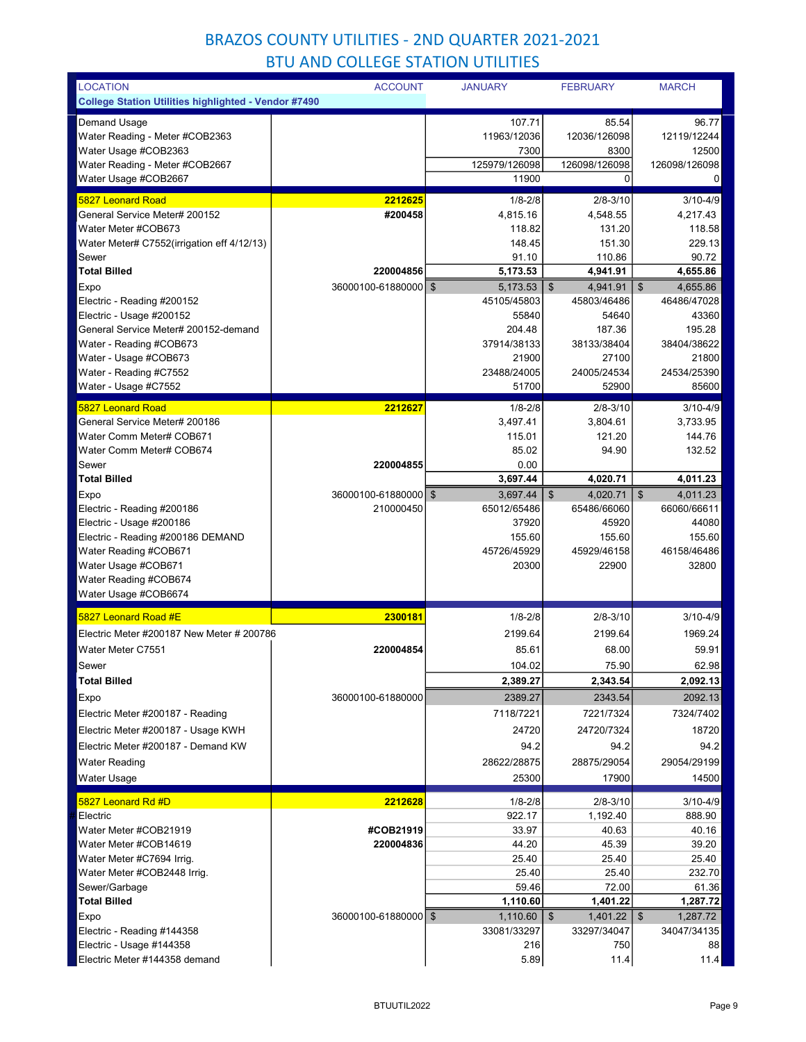# BRAZOS COUNTY UTILITIES - 2ND QUARTER 2021-2021

## BTU AND COLLEGE STATION UTILITIES

| LOCATION | ACCOUNT | JANUARY | FEBRUARY | MARCH |
|---|---|---|---|---|
| **College Station Utilities highlighted - Vendor #7490** | | | | |
| Demand Usage | | 107.71 | 85.54 | 96.77 |
| Water Reading - Meter #COB2363 | | 11963/12036 | 12036/126098 | 12119/12244 |
| Water Usage #COB2363 | | 7300 | 8300 | 12500 |
| Water Reading - Meter #COB2667 | | 125979/126098 | 126098/126098 | 126098/126098 |
| Water Usage #COB2667 | | 11900 | 0 | 0 |
| 5827 Leonard Road | **2212625** | 1/8-2/8 | 2/8-3/10 | 3/10-4/9 |
| General Service Meter# 200152 | **#200458** | 4,815.16 | 4,548.55 | 4,217.43 |
| Water Meter #COB673 | | 118.82 | 131.20 | 118.58 |
| Water Meter# C7552(irrigation eff 4/12/13) | | 148.45 | 151.30 | 229.13 |
| Sewer | | 91.10 | 110.86 | 90.72 |
| **Total Billed** | **220004856** | **5,173.53** | **4,941.91** | **4,655.86** |
| Expo | 36000100-61880000 | $ 5,173.53 | $ 4,941.91 | $ 4,655.86 |
| Electric - Reading #200152 | | 45105/45803 | 45803/46486 | 46486/47028 |
| Electric - Usage #200152 | | 55840 | 54640 | 43360 |
| General Service Meter# 200152-demand | | 204.48 | 187.36 | 195.28 |
| Water - Reading #COB673 | | 37914/38133 | 38133/38404 | 38404/38622 |
| Water - Usage #COB673 | | 21900 | 27100 | 21800 |
| Water - Reading #C7552 | | 23488/24005 | 24005/24534 | 24534/25390 |
| Water - Usage #C7552 | | 51700 | 52900 | 85600 |
| 5827 Leonard Road | **2212627** | 1/8-2/8 | 2/8-3/10 | 3/10-4/9 |
| General Service Meter# 200186 | | 3,497.41 | 3,804.61 | 3,733.95 |
| Water Comm Meter# COB671 | | 115.01 | 121.20 | 144.76 |
| Water Comm Meter# COB674 | | 85.02 | 94.90 | 132.52 |
| Sewer | **220004855** | 0.00 | | |
| **Total Billed** | | **3,697.44** | **4,020.71** | **4,011.23** |
| Expo | 36000100-61880000 | $ 3,697.44 | $ 4,020.71 | $ 4,011.23 |
| Electric - Reading #200186 | 210000450 | 65012/65486 | 65486/66060 | 66060/66611 |
| Electric - Usage #200186 | | 37920 | 45920 | 44080 |
| Electric - Reading #200186 DEMAND | | 155.60 | 155.60 | 155.60 |
| Water Reading #COB671 | | 45726/45929 | 45929/46158 | 46158/46486 |
| Water Usage #COB671 | | 20300 | 22900 | 32800 |
| Water Reading #COB674 | | | | |
| Water Usage #COB6674 | | | | |
| 5827 Leonard Road #E | **2300181** | 1/8-2/8 | 2/8-3/10 | 3/10-4/9 |
| Electric Meter #200187 New Meter # 200786 | | 2199.64 | 2199.64 | 1969.24 |
| Water Meter C7551 | **220004854** | 85.61 | 68.00 | 59.91 |
| Sewer | | 104.02 | 75.90 | 62.98 |
| **Total Billed** | | **2,389.27** | **2,343.54** | **2,092.13** |
| Expo | 36000100-61880000 | 2389.27 | 2343.54 | 2092.13 |
| Electric Meter #200187 - Reading | | 7118/7221 | 7221/7324 | 7324/7402 |
| Electric Meter #200187 - Usage KWH | | 24720 | 24720/7324 | 18720 |
| Electric Meter #200187 - Demand KW | | 94.2 | 94.2 | 94.2 |
| Water Reading | | 28622/28875 | 28875/29054 | 29054/29199 |
| Water Usage | | 25300 | 17900 | 14500 |
| 5827 Leonard Rd #D | **2212628** | 1/8-2/8 | 2/8-3/10 | 3/10-4/9 |
| Electric | | 922.17 | 1,192.40 | 888.90 |
| Water Meter #COB21919 | **#COB21919** | 33.97 | 40.63 | 40.16 |
| Water Meter #COB14619 | **220004836** | 44.20 | 45.39 | 39.20 |
| Water Meter #C7694 Irrig. | | 25.40 | 25.40 | 25.40 |
| Water Meter #COB2448 Irrig. | | 25.40 | 25.40 | 232.70 |
| Sewer/Garbage | | 59.46 | 72.00 | 61.36 |
| **Total Billed** | | **1,110.60** | **1,401.22** | **1,287.72** |
| Expo | 36000100-61880000 | $ 1,110.60 | $ 1,401.22 | $ 1,287.72 |
| Electric - Reading #144358 | | 33081/33297 | 33297/34047 | 34047/34135 |
| Electric - Usage #144358 | | 216 | 750 | 88 |
| Electric Meter #144358 demand | | 5.89 | 11.4 | 11.4 |

BTUUTIL2022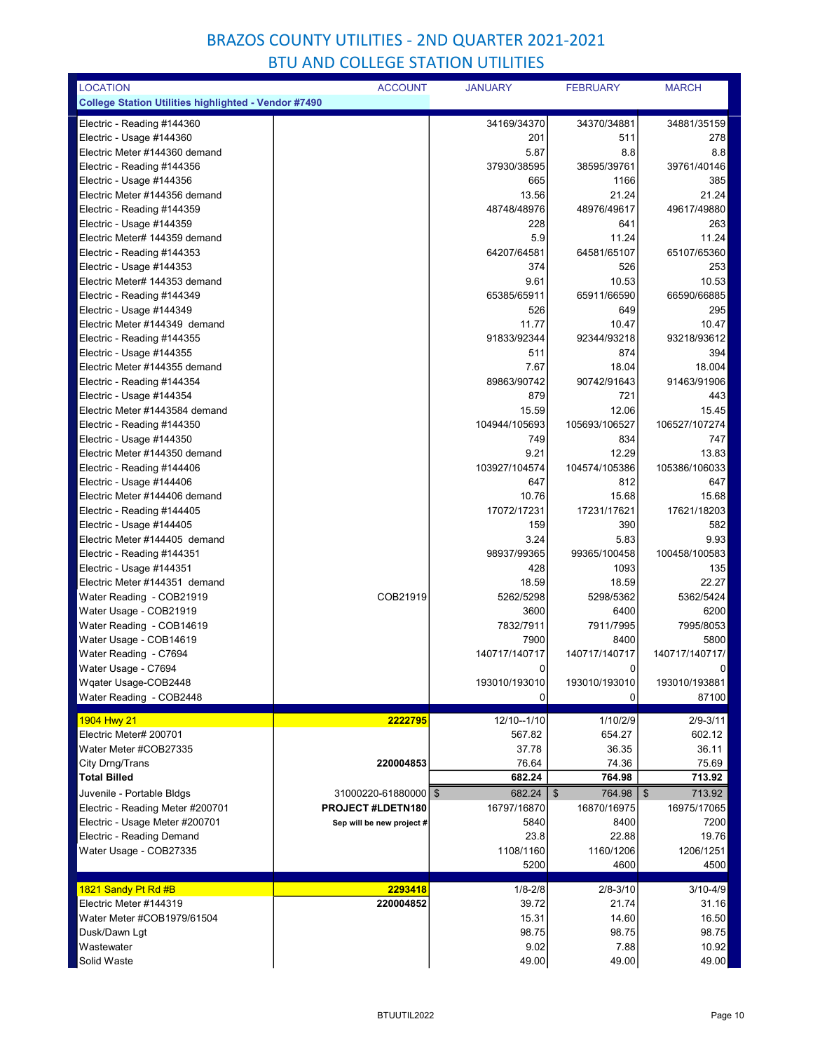# BRAZOS COUNTY UTILITIES - 2ND QUARTER 2021-2021

## BTU AND COLLEGE STATION UTILITIES

| LOCATION | ACCOUNT | JANUARY | FEBRUARY | MARCH |
|---|---|---|---|---|
| **College Station Utilities highlighted - Vendor #7490** | | | | |
| Electric - Reading #144360 | | 34169/34370 | 34370/34881 | 34881/35159 |
| Electric - Usage #144360 | | 201 | 511 | 278 |
| Electric Meter #144360 demand | | 5.87 | 8.8 | 8.8 |
| Electric - Reading #144356 | | 37930/38595 | 38595/39761 | 39761/40146 |
| Electric - Usage #144356 | | 665 | 1166 | 385 |
| Electric Meter #144356 demand | | 13.56 | 21.24 | 21.24 |
| Electric - Reading #144359 | | 48748/48976 | 48976/49617 | 49617/49880 |
| Electric - Usage #144359 | | 228 | 641 | 263 |
| Electric Meter# 144359 demand | | 5.9 | 11.24 | 11.24 |
| Electric - Reading #144353 | | 64207/64581 | 64581/65107 | 65107/65360 |
| Electric - Usage #144353 | | 374 | 526 | 253 |
| Electric Meter# 144353 demand | | 9.61 | 10.53 | 10.53 |
| Electric - Reading #144349 | | 65385/65911 | 65911/66590 | 66590/66885 |
| Electric - Usage #144349 | | 526 | 649 | 295 |
| Electric Meter #144349 demand | | 11.77 | 10.47 | 10.47 |
| Electric - Reading #144355 | | 91833/92344 | 92344/93218 | 93218/93612 |
| Electric - Usage #144355 | | 511 | 874 | 394 |
| Electric Meter #144355 demand | | 7.67 | 18.04 | 18.004 |
| Electric - Reading #144354 | | 89863/90742 | 90742/91643 | 91463/91906 |
| Electric - Usage #144354 | | 879 | 721 | 443 |
| Electric Meter #1443584 demand | | 15.59 | 12.06 | 15.45 |
| Electric - Reading #144350 | | 104944/105693 | 105693/106527 | 106527/107274 |
| Electric - Usage #144350 | | 749 | 834 | 747 |
| Electric Meter #144350 demand | | 9.21 | 12.29 | 13.83 |
| Electric - Reading #144406 | | 103927/104574 | 104574/105386 | 105386/106033 |
| Electric - Usage #144406 | | 647 | 812 | 647 |
| Electric Meter #144406 demand | | 10.76 | 15.68 | 15.68 |
| Electric - Reading #144405 | | 17072/17231 | 17231/17621 | 17621/18203 |
| Electric - Usage #144405 | | 159 | 390 | 582 |
| Electric Meter #144405 demand | | 3.24 | 5.83 | 9.93 |
| Electric - Reading #144351 | | 98937/99365 | 99365/100458 | 100458/100583 |
| Electric - Usage #144351 | | 428 | 1093 | 135 |
| Electric Meter #144351 demand | | 18.59 | 18.59 | 22.27 |
| Water Reading - COB21919 | COB21919 | 5262/5298 | 5298/5362 | 5362/5424 |
| Water Usage - COB21919 | | 3600 | 6400 | 6200 |
| Water Reading - COB14619 | | 7832/7911 | 7911/7995 | 7995/8053 |
| Water Usage - COB14619 | | 7900 | 8400 | 5800 |
| Water Reading - C7694 | | 140717/140717 | 140717/140717 | 140717/140717/ |
| Water Usage - C7694 | | 0 | 0 | 0 |
| Wqater Usage-COB2448 | | 193010/193010 | 193010/193010 | 193010/193881 |
| Water Reading - COB2448 | | 0 | 0 | 87100 |
| 1904 Hwy 21 | 2222795 | 12/10--1/10 | 1/10/2/9 | 2/9-3/11 |
| Electric Meter# 200701 | | 567.82 | 654.27 | 602.12 |
| Water Meter #COB27335 | | 37.78 | 36.35 | 36.11 |
| City Drng/Trans | 220004853 | 76.64 | 74.36 | 75.69 |
| **Total Billed** | | **682.24** | **764.98** | **713.92** |
| Juvenile - Portable Bldgs | 31000220-61880000 | $ 682.24 | $ 764.98 | $ 713.92 |
| Electric - Reading Meter #200701 | **PROJECT #LDETN180** | 16797/16870 | 16870/16975 | 16975/17065 |
| Electric - Usage Meter #200701 | **Sep will be new project #** | 5840 | 8400 | 7200 |
| Electric - Reading Demand | | 23.8 | 22.88 | 19.76 |
| Water Usage - COB27335 | | 1108/1160 | 1160/1206 | 1206/1251 |
| | | 5200 | 4600 | 4500 |
| 1821 Sandy Pt Rd #B | 2293418 | 1/8-2/8 | 2/8-3/10 | 3/10-4/9 |
| Electric Meter #144319 | 220004852 | 39.72 | 21.74 | 31.16 |
| Water Meter #COB1979/61504 | | 15.31 | 14.60 | 16.50 |
| Dusk/Dawn Lgt | | 98.75 | 98.75 | 98.75 |
| Wastewater | | 9.02 | 7.88 | 10.92 |
| Solid Waste | | 49.00 | 49.00 | 49.00 |

BTUUTIL2022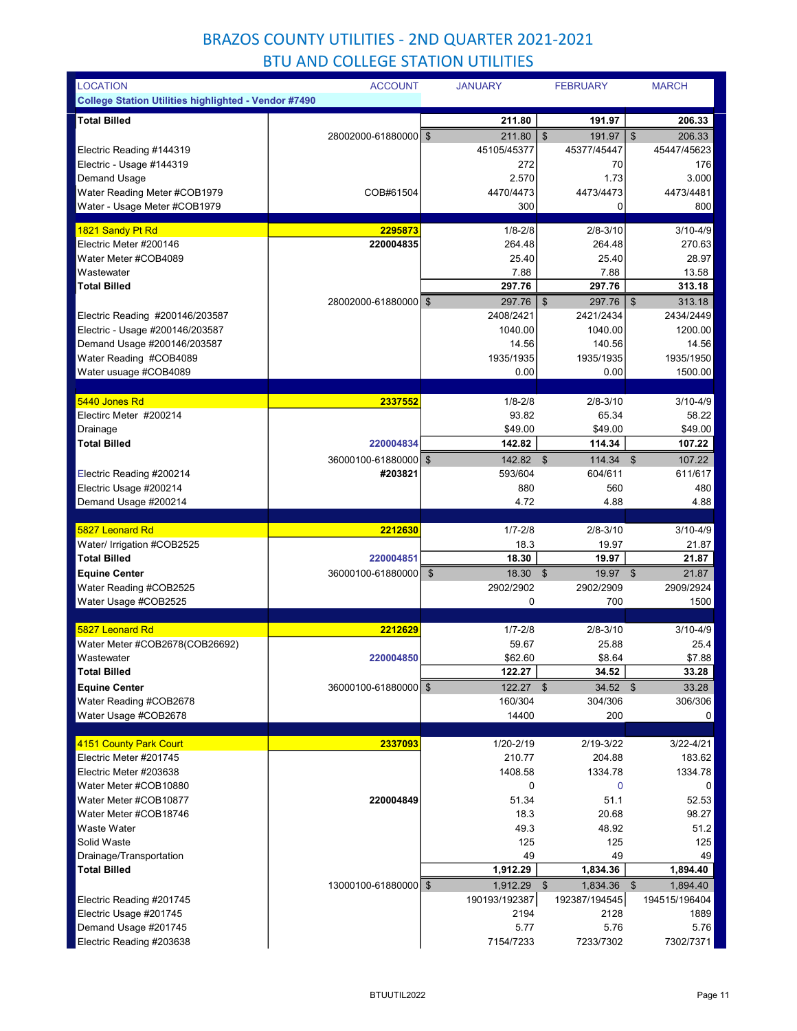# BRAZOS COUNTY UTILITIES - 2ND QUARTER 2021-2021

## BTU AND COLLEGE STATION UTILITIES

| LOCATION | ACCOUNT | JANUARY | FEBRUARY | MARCH |
|---|---|---|---|---|
| **College Station Utilities highlighted - Vendor #7490** | | | | |
| **Total Billed** | | **211.80** | **191.97** | **206.33** |
| | 28002000-61880000 | $ 211.80 | $ 191.97 | $ 206.33 |
| Electric Reading #144319 | | 45105/45377 | 45377/45447 | 45447/45623 |
| Electric - Usage #144319 | | 272 | 70 | 176 |
| Demand Usage | | 2.570 | 1.73 | 3.000 |
| Water Reading Meter #COB1979 | COB#61504 | 4470/4473 | 4473/4473 | 4473/4481 |
| Water - Usage Meter #COB1979 | | 300 | 0 | 800 |
| 1821 Sandy Pt Rd | **2295873** | 1/8-2/8 | 2/8-3/10 | 3/10-4/9 |
| Electric Meter #200146 | **220004835** | 264.48 | 264.48 | 270.63 |
| Water Meter #COB4089 | | 25.40 | 25.40 | 28.97 |
| Wastewater | | 7.88 | 7.88 | 13.58 |
| **Total Billed** | | **297.76** | **297.76** | **313.18** |
| | 28002000-61880000 | $ 297.76 | $ 297.76 | $ 313.18 |
| Electric Reading #200146/203587 | | 2408/2421 | 2421/2434 | 2434/2449 |
| Electric - Usage #200146/203587 | | 1040.00 | 1040.00 | 1200.00 |
| Demand Usage #200146/203587 | | 14.56 | 140.56 | 14.56 |
| Water Reading #COB4089 | | 1935/1935 | 1935/1935 | 1935/1950 |
| Water usuage #COB4089 | | 0.00 | 0.00 | 1500.00 |
| 5440 Jones Rd | **2337552** | 1/8-2/8 | 2/8-3/10 | 3/10-4/9 |
| Electric Meter #200214 | | 93.82 | 65.34 | 58.22 |
| Drainage | | $49.00 | $49.00 | $49.00 |
| **Total Billed** | **220004834** | **142.82** | **114.34** | **107.22** |
| | 36000100-61880000 | $ 142.82 | $ 114.34 | $ 107.22 |
| Electric Reading #200214 | **#203821** | 593/604 | 604/611 | 611/617 |
| Electric Usage #200214 | | 880 | 560 | 480 |
| Demand Usage #200214 | | 4.72 | 4.88 | 4.88 |
| 5827 Leonard Rd | **2212630** | 1/7-2/8 | 2/8-3/10 | 3/10-4/9 |
| Water/ Irrigation #COB2525 | | 18.3 | 19.97 | 21.87 |
| **Total Billed** | **220004851** | **18.30** | **19.97** | **21.87** |
| **Equine Center** | 36000100-61880000 | $ 18.30 | $ 19.97 | $ 21.87 |
| Water Reading #COB2525 | | 2902/2902 | 2902/2909 | 2909/2924 |
| Water Usage #COB2525 | | 0 | 700 | 1500 |
| 5827 Leonard Rd | **2212629** | 1/7-2/8 | 2/8-3/10 | 3/10-4/9 |
| Water Meter #COB2678(COB26692) | | 59.67 | 25.88 | 25.4 |
| Wastewater | **220004850** | $62.60 | $8.64 | $7.88 |
| **Total Billed** | | **122.27** | **34.52** | **33.28** |
| **Equine Center** | 36000100-61880000 | $ 122.27 | $ 34.52 | $ 33.28 |
| Water Reading #COB2678 | | 160/304 | 304/306 | 306/306 |
| Water Usage #COB2678 | | 14400 | 200 | 0 |
| 4151 County Park Court | **2337093** | 1/20-2/19 | 2/19-3/22 | 3/22-4/21 |
| Electric Meter #201745 | | 210.77 | 204.88 | 183.62 |
| Electric Meter #203638 | | 1408.58 | 1334.78 | 1334.78 |
| Water Meter #COB10880 | | 0 | 0 | 0 |
| Water Meter #COB10877 | **220004849** | 51.34 | 51.1 | 52.53 |
| Water Meter #COB18746 | | 18.3 | 20.68 | 98.27 |
| Waste Water | | 49.3 | 48.92 | 51.2 |
| Solid Waste | | 125 | 125 | 125 |
| Drainage/Transportation | | 49 | 49 | 49 |
| **Total Billed** | | **1,912.29** | **1,834.36** | **1,894.40** |
| | 13000100-61880000 | $ 1,912.29 | $ 1,834.36 | $ 1,894.40 |
| Electric Reading #201745 | | 190193/192387 | 192387/194545 | 194515/196404 |
| Electric Usage #201745 | | 2194 | 2128 | 1889 |
| Demand Usage #201745 | | 5.77 | 5.76 | 5.76 |
| Electric Reading #203638 | | 7154/7233 | 7233/7302 | 7302/7371 |

BTUUTIL2022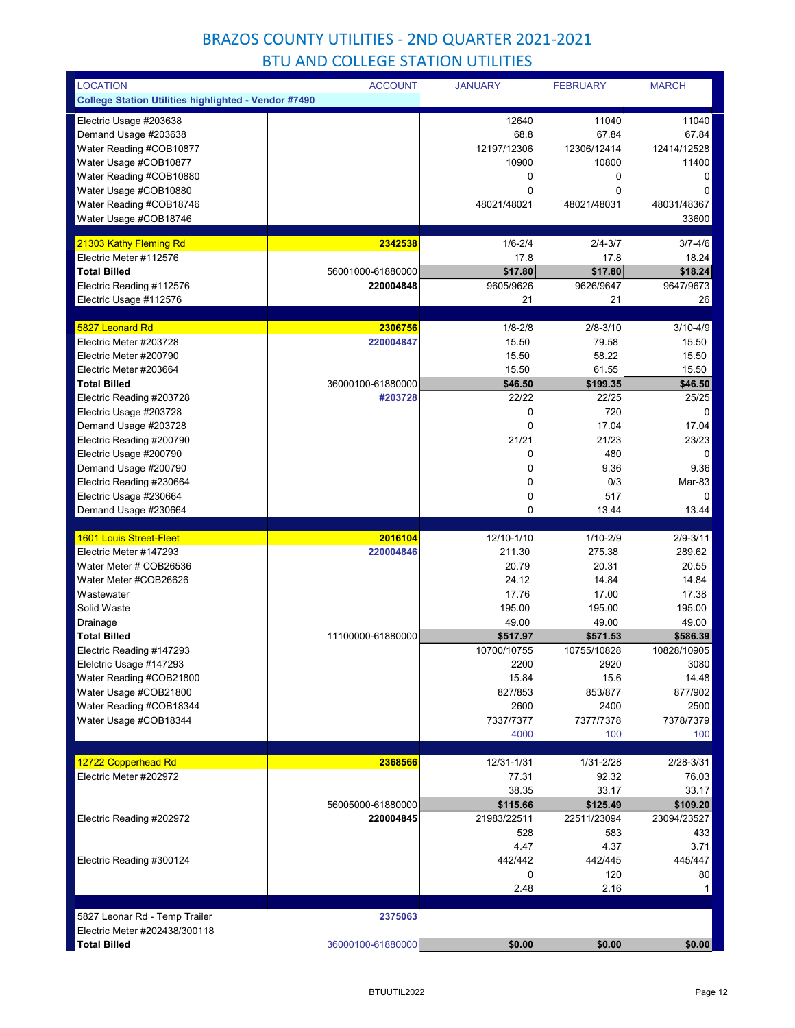# BRAZOS COUNTY UTILITIES - 2ND QUARTER 2021-2021

## BTU AND COLLEGE STATION UTILITIES

| LOCATION | ACCOUNT | JANUARY | FEBRUARY | MARCH |
|---|---|---|---|---|
| **College Station Utilities highlighted - Vendor #7490** | | | | |
| Electric Usage #203638 | | 12640 | 11040 | 11040 |
| Demand Usage #203638 | | 68.8 | 67.84 | 67.84 |
| Water Reading #COB10877 | | 12197/12306 | 12306/12414 | 12414/12528 |
| Water Usage #COB10877 | | 10900 | 10800 | 11400 |
| Water Reading #COB10880 | | 0 | 0 | 0 |
| Water Usage #COB10880 | | 0 | 0 | 0 |
| Water Reading #COB18746 | | 48021/48021 | 48021/48031 | 48031/48367 |
| Water Usage #COB18746 | | | | 33600 |
| 21303 Kathy Fleming Rd | **2342538** | 1/6-2/4 | 2/4-3/7 | 3/7-4/6 |
| Electric Meter #112576 | | 17.8 | 17.8 | 18.24 |
| **Total Billed** | 56001000-61880000 | **$17.80** | **$17.80** | **$18.24** |
| Electric Reading #112576 | **220004848** | 9605/9626 | 9626/9647 | 9647/9673 |
| Electric Usage #112576 | | 21 | 21 | 26 |
| 5827 Leonard Rd | **2306756** | 1/8-2/8 | 2/8-3/10 | 3/10-4/9 |
| Electric Meter #203728 | **220004847** | 15.50 | 79.58 | 15.50 |
| Electric Meter #200790 | | 15.50 | 58.22 | 15.50 |
| Electric Meter #203664 | | 15.50 | 61.55 | 15.50 |
| **Total Billed** | 36000100-61880000 | **$46.50** | **$199.35** | **$46.50** |
| Electric Reading #203728 | **#203728** | 22/22 | 22/25 | 25/25 |
| Electric Usage #203728 | | 0 | 720 | 0 |
| Demand Usage #203728 | | 0 | 17.04 | 17.04 |
| Electric Reading #200790 | | 21/21 | 21/23 | 23/23 |
| Electric Usage #200790 | | 0 | 480 | 0 |
| Demand Usage #200790 | | 0 | 9.36 | 9.36 |
| Electric Reading #230664 | | 0 | 0/3 | Mar-83 |
| Electric Usage #230664 | | 0 | 517 | 0 |
| Demand Usage #230664 | | 0 | 13.44 | 13.44 |
| 1601 Louis Street-Fleet | **2016104** | 12/10-1/10 | 1/10-2/9 | 2/9-3/11 |
| Electric Meter #147293 | **220004846** | 211.30 | 275.38 | 289.62 |
| Water Meter # COB26536 | | 20.79 | 20.31 | 20.55 |
| Water Meter #COB26626 | | 24.12 | 14.84 | 14.84 |
| Wastewater | | 17.76 | 17.00 | 17.38 |
| Solid Waste | | 195.00 | 195.00 | 195.00 |
| Drainage | | 49.00 | 49.00 | 49.00 |
| **Total Billed** | 11100000-61880000 | **$517.97** | **$571.53** | **$586.39** |
| Electric Reading #147293 | | 10700/10755 | 10755/10828 | 10828/10905 |
| Elelctric Usage #147293 | | 2200 | 2920 | 3080 |
| Water Reading #COB21800 | | 15.84 | 15.6 | 14.48 |
| Water Usage #COB21800 | | 827/853 | 853/877 | 877/902 |
| Water Reading #COB18344 | | 2600 | 2400 | 2500 |
| Water Usage #COB18344 | | 7337/7377 | 7377/7378 | 7378/7379 |
| | | 4000 | 100 | 100 |
| 12722 Copperhead Rd | **2368566** | 12/31-1/31 | 1/31-2/28 | 2/28-3/31 |
| Electric Meter #202972 | | 77.31 | 92.32 | 76.03 |
| | | 38.35 | 33.17 | 33.17 |
| | 56005000-61880000 | **$115.66** | **$125.49** | **$109.20** |
| Electric Reading #202972 | **220004845** | 21983/22511 | 22511/23094 | 23094/23527 |
| | | 528 | 583 | 433 |
| | | 4.47 | 4.37 | 3.71 |
| Electric Reading #300124 | | 442/442 | 442/445 | 445/447 |
| | | 0 | 120 | 80 |
| | | 2.48 | 2.16 | 1 |
| 5827 Leonar Rd - Temp Trailer | **2375063** | | | |
| Electric Meter #202438/300118 | | | | |
| **Total Billed** | 36000100-61880000 | **$0.00** | **$0.00** | **$0.00** |

BTUUTIL2022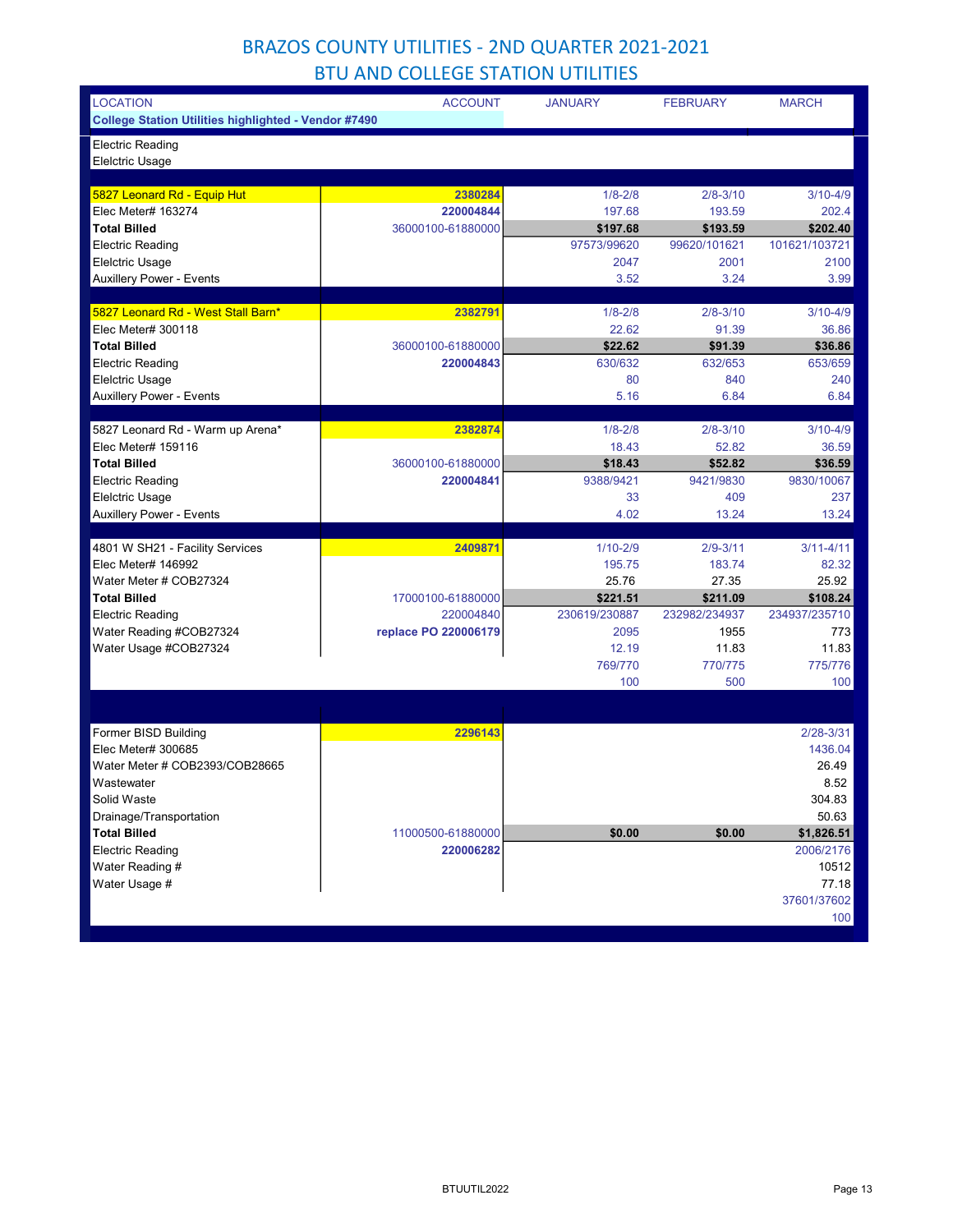# BRAZOS COUNTY UTILITIES - 2ND QUARTER 2021-2021

## BTU AND COLLEGE STATION UTILITIES

| LOCATION | ACCOUNT | JANUARY | FEBRUARY | MARCH |
|---|---|---|---|---|
| **College Station Utilities highlighted - Vendor #7490** | | | | |
| Electric Reading | | | | |
| Elelctric Usage | | | | |
| 5827 Leonard Rd - Equip Hut | **2380284** | 1/8-2/8 | 2/8-3/10 | 3/10-4/9 |
| Elec Meter# 163274 | **220004844** | 197.68 | 193.59 | 202.4 |
| **Total Billed** | 36000100-61880000 | **$197.68** | **$193.59** | **$202.40** |
| Electric Reading | | 97573/99620 | 99620/101621 | 101621/103721 |
| Elelctric Usage | | 2047 | 2001 | 2100 |
| Auxillery Power - Events | | 3.52 | 3.24 | 3.99 |
| 5827 Leonard Rd - West Stall Barn* | **2382791** | 1/8-2/8 | 2/8-3/10 | 3/10-4/9 |
| Elec Meter# 300118 | | 22.62 | 91.39 | 36.86 |
| **Total Billed** | 36000100-61880000 | **$22.62** | **$91.39** | **$36.86** |
| Electric Reading | **220004843** | 630/632 | 632/653 | 653/659 |
| Elelctric Usage | | 80 | 840 | 240 |
| Auxillery Power - Events | | 5.16 | 6.84 | 6.84 |
| 5827 Leonard Rd - Warm up Arena* | **2382874** | 1/8-2/8 | 2/8-3/10 | 3/10-4/9 |
| Elec Meter# 159116 | | 18.43 | 52.82 | 36.59 |
| **Total Billed** | 36000100-61880000 | **$18.43** | **$52.82** | **$36.59** |
| Electric Reading | **220004841** | 9388/9421 | 9421/9830 | 9830/10067 |
| Elelctric Usage | | 33 | 409 | 237 |
| Auxillery Power - Events | | 4.02 | 13.24 | 13.24 |
| 4801 W SH21 - Facility Services | **2409871** | 1/10-2/9 | 2/9-3/11 | 3/11-4/11 |
| Elec Meter# 146992 | | 195.75 | 183.74 | 82.32 |
| Water Meter # COB27324 | | 25.76 | 27.35 | 25.92 |
| **Total Billed** | 17000100-61880000 | **$221.51** | **$211.09** | **$108.24** |
| Electric Reading | 220004840 | 230619/230887 | 232982/234937 | 234937/235710 |
| Water Reading #COB27324 | **replace PO 220006179** | 2095 | 1955 | 773 |
| Water Usage #COB27324 | | 12.19 | 11.83 | 11.83 |
| | | 769/770 | 770/775 | 775/776 |
| | | 100 | 500 | 100 |
| Former BISD Building | **2296143** | | | 2/28-3/31 |
| Elec Meter# 300685 | | | | 1436.04 |
| Water Meter # COB2393/COB28665 | | | | 26.49 |
| Wastewater | | | | 8.52 |
| Solid Waste | | | | 304.83 |
| Drainage/Transportation | | | | 50.63 |
| **Total Billed** | 11000500-61880000 | **$0.00** | **$0.00** | **$1,826.51** |
| Electric Reading | **220006282** | | | 2006/2176 |
| Water Reading # | | | | 10512 |
| Water Usage # | | | | 77.18 |
| | | | | 37601/37602 |
| | | | | 100 |

BTUUTIL2022